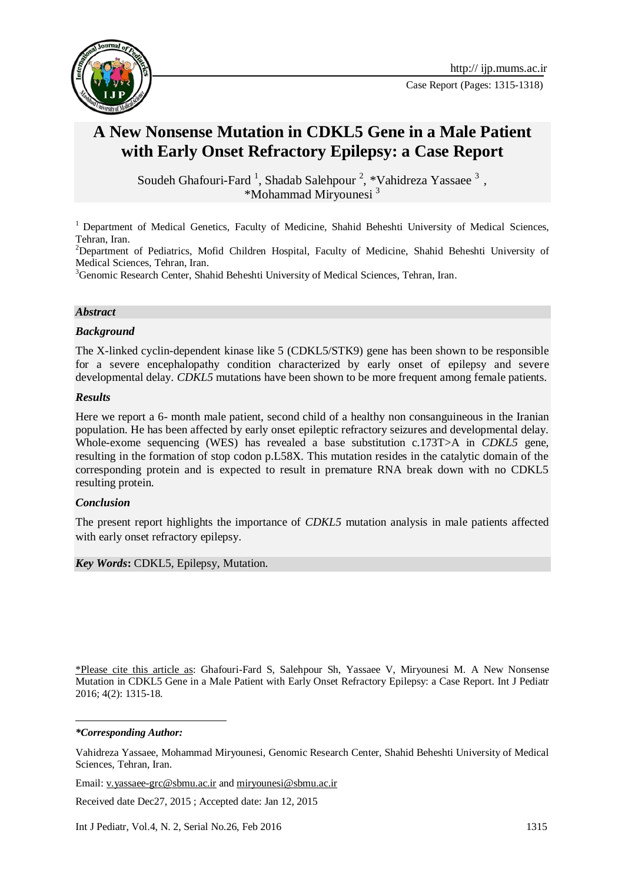# A New Nonsense Mutation in CDKL5 Gene in a Male Patient with Early Onset Refractory Epilepsy: a Case Report

Soudeh Ghafouri-Fard [1], Shadab Salehpour [2], *Vahidreza Yassaee [3], *Mohammad Miryounesi [3]

[1] Department of Medical Genetics, Faculty of Medicine, Shahid Beheshti University of Medical Sciences, Tehran, Iran.

[2] Department of Pediatrics, Mofid Children Hospital, Faculty of Medicine, Shahid Beheshti University of Medical Sciences, Tehran, Iran.

[3] Genomic Research Center, Shahid Beheshti University of Medical Sciences, Tehran, Iran.

## *Abstract*

### *Background*

The X-linked cyclin-dependent kinase like 5 (CDKL5/STK9) gene has been shown to be responsible for a severe encephalopathy condition characterized by early onset of epilepsy and severe developmental delay. *CDKL5* mutations have been shown to be more frequent among female patients.

### *Results*

Here we report a 6- month male patient, second child of a healthy non consanguineous in the Iranian population. He has been affected by early onset epileptic refractory seizures and developmental delay. Whole-exome sequencing (WES) has revealed a base substitution c.173T>A in *CDKL5* gene, resulting in the formation of stop codon p.L58X. This mutation resides in the catalytic domain of the corresponding protein and is expected to result in premature RNA break down with no CDKL5 resulting protein.

### *Conclusion*

The present report highlights the importance of *CDKL5* mutation analysis in male patients affected with early onset refractory epilepsy.

***Key Words*:** CDKL5, Epilepsy, Mutation.

*Please cite this article as: Ghafouri-Fard S, Salehpour Sh, Yassaee V, Miryounesi M. A New Nonsense Mutation in CDKL5 Gene in a Male Patient with Early Onset Refractory Epilepsy: a Case Report. Int J Pediatr 2016; 4(2): 1315-18.

***Corresponding Author:***

Vahidreza Yassaee, Mohammad Miryounesi, Genomic Research Center, Shahid Beheshti University of Medical Sciences, Tehran, Iran.

Email: v.yassaee-grc@sbmu.ac.ir and miryounesi@sbmu.ac.ir

Received date Dec27, 2015 ; Accepted date: Jan 12, 2015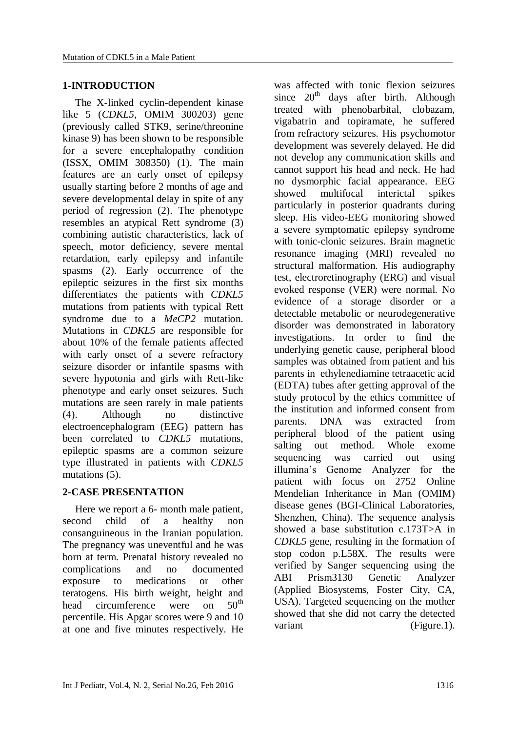## 1-INTRODUCTION

The X-linked cyclin-dependent kinase like 5 (*CDKL5*, OMIM 300203) gene (previously called STK9, serine/threonine kinase 9) has been shown to be responsible for a severe encephalopathy condition (ISSX, OMIM 308350) (1). The main features are an early onset of epilepsy usually starting before 2 months of age and severe developmental delay in spite of any period of regression (2). The phenotype resembles an atypical Rett syndrome (3) combining autistic characteristics, lack of speech, motor deficiency, severe mental retardation, early epilepsy and infantile spasms (2). Early occurrence of the epileptic seizures in the first six months differentiates the patients with *CDKL5* mutations from patients with typical Rett syndrome due to a *MeCP2* mutation. Mutations in *CDKL5* are responsible for about 10% of the female patients affected with early onset of a severe refractory seizure disorder or infantile spasms with severe hypotonia and girls with Rett-like phenotype and early onset seizures. Such mutations are seen rarely in male patients (4). Although no distinctive electroencephalogram (EEG) pattern has been correlated to *CDKL5* mutations, epileptic spasms are a common seizure type illustrated in patients with *CDKL5* mutations (5).

## 2-CASE PRESENTATION

Here we report a 6- month male patient, second child of a healthy non consanguineous in the Iranian population. The pregnancy was uneventful and he was born at term. Prenatal history revealed no complications and no documented exposure to medications or other teratogens. His birth weight, height and head circumference were on 50th percentile. His Apgar scores were 9 and 10 at one and five minutes respectively. He was affected with tonic flexion seizures since 20th days after birth. Although treated with phenobarbital, clobazam, vigabatrin and topiramate, he suffered from refractory seizures. His psychomotor development was severely delayed. He did not develop any communication skills and cannot support his head and neck. He had no dysmorphic facial appearance. EEG showed multifocal interictal spikes particularly in posterior quadrants during sleep. His video-EEG monitoring showed a severe symptomatic epilepsy syndrome with tonic-clonic seizures. Brain magnetic resonance imaging (MRI) revealed no structural malformation. His audiography test, electroretinography (ERG) and visual evoked response (VER) were normal. No evidence of a storage disorder or a detectable metabolic or neurodegenerative disorder was demonstrated in laboratory investigations. In order to find the underlying genetic cause, peripheral blood samples was obtained from patient and his parents in ethylenediamine tetraacetic acid (EDTA) tubes after getting approval of the study protocol by the ethics committee of the institution and informed consent from parents. DNA was extracted from peripheral blood of the patient using salting out method. Whole exome sequencing was carried out using illumina's Genome Analyzer for the patient with focus on 2752 Online Mendelian Inheritance in Man (OMIM) disease genes (BGI-Clinical Laboratories, Shenzhen, China). The sequence analysis showed a base substitution c.173T>A in *CDKL5* gene, resulting in the formation of stop codon p.L58X. The results were verified by Sanger sequencing using the ABI Prism3130 Genetic Analyzer (Applied Biosystems, Foster City, CA, USA). Targeted sequencing on the mother showed that she did not carry the detected variant (Figure.1).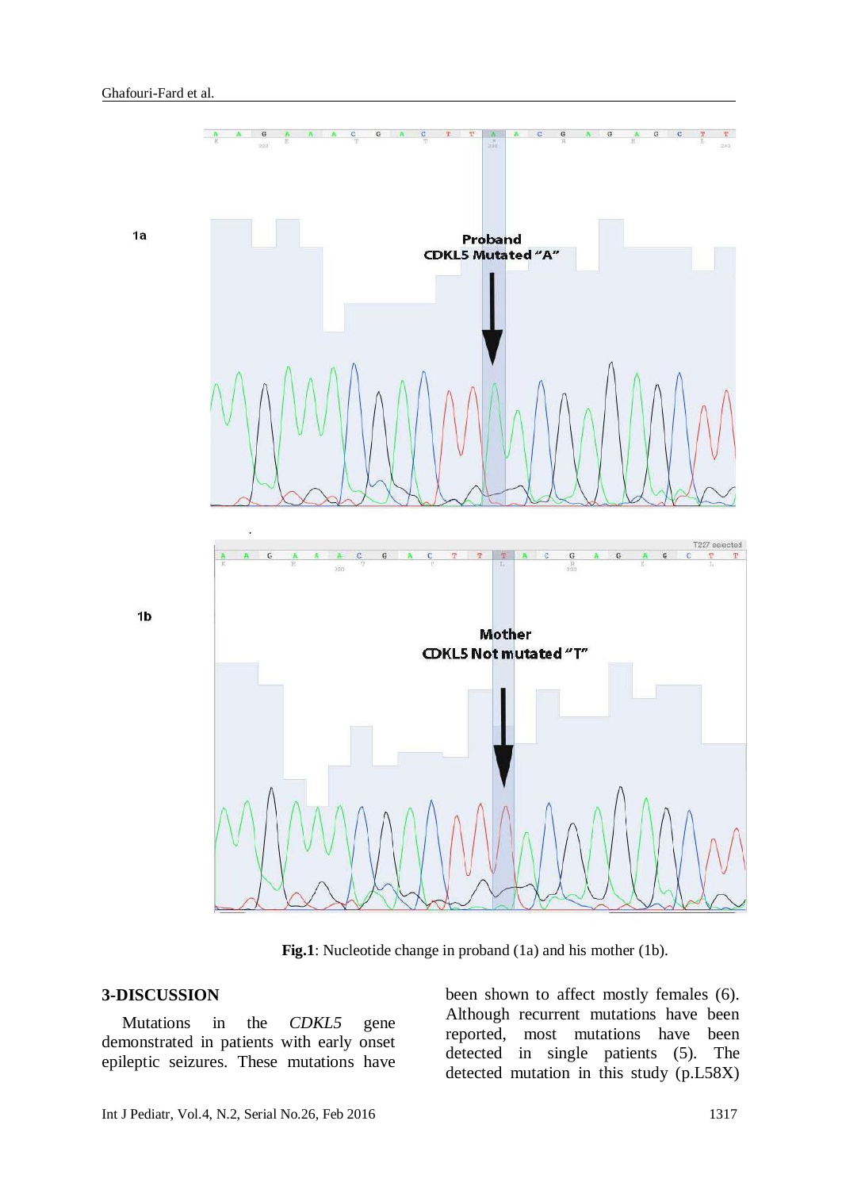**Fig.1**: Nucleotide change in proband (1a) and his mother (1b).

## 3-DISCUSSION

Mutations in the *CDKL5* gene demonstrated in patients with early onset epileptic seizures. These mutations have been shown to affect mostly females (6). Although recurrent mutations have been reported, most mutations have been detected in single patients (5). The detected mutation in this study (p.L58X)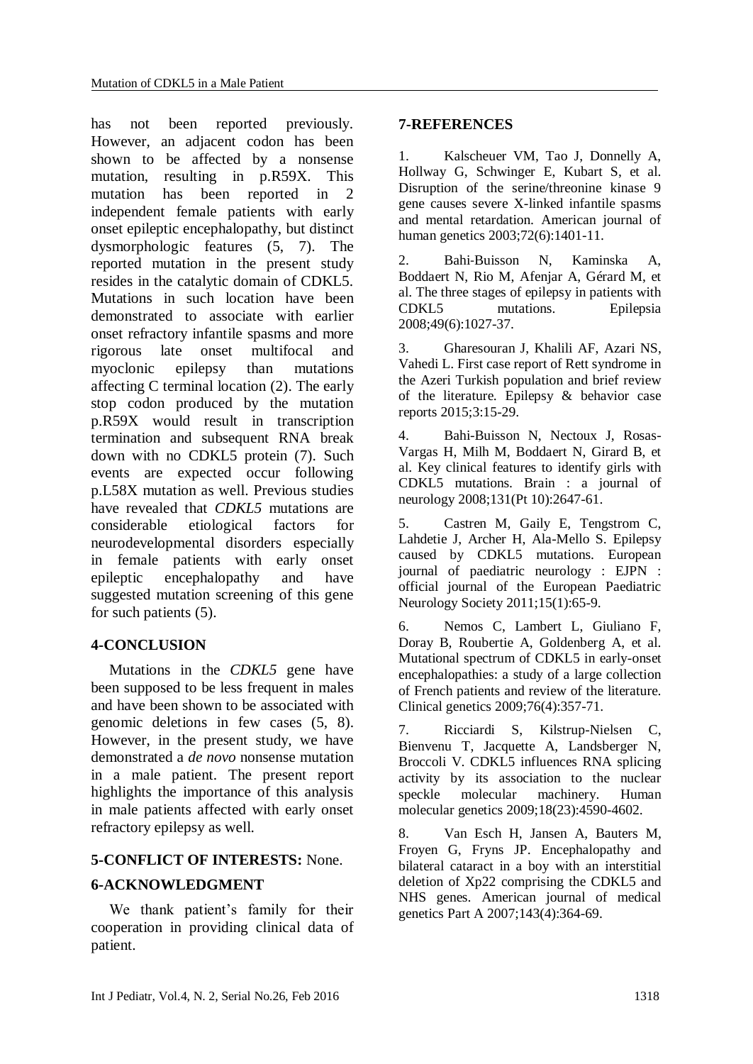has not been reported previously. However, an adjacent codon has been shown to be affected by a nonsense mutation, resulting in p.R59X. This mutation has been reported in 2 independent female patients with early onset epileptic encephalopathy, but distinct dysmorphologic features (5, 7). The reported mutation in the present study resides in the catalytic domain of CDKL5. Mutations in such location have been demonstrated to associate with earlier onset refractory infantile spasms and more rigorous late onset multifocal and myoclonic epilepsy than mutations affecting C terminal location (2). The early stop codon produced by the mutation p.R59X would result in transcription termination and subsequent RNA break down with no CDKL5 protein (7). Such events are expected occur following p.L58X mutation as well. Previous studies have revealed that *CDKL5* mutations are considerable etiological factors for neurodevelopmental disorders especially in female patients with early onset epileptic encephalopathy and have suggested mutation screening of this gene for such patients (5).

## 4-CONCLUSION

Mutations in the *CDKL5* gene have been supposed to be less frequent in males and have been shown to be associated with genomic deletions in few cases (5, 8). However, in the present study, we have demonstrated a *de novo* nonsense mutation in a male patient. The present report highlights the importance of this analysis in male patients affected with early onset refractory epilepsy as well.

## 5-CONFLICT OF INTERESTS: None.

## 6-ACKNOWLEDGMENT

We thank patient's family for their cooperation in providing clinical data of patient.

## 7-REFERENCES

1. Kalscheuer VM, Tao J, Donnelly A, Hollway G, Schwinger E, Kubart S, et al. Disruption of the serine/threonine kinase 9 gene causes severe X-linked infantile spasms and mental retardation. American journal of human genetics 2003;72(6):1401-11.

2. Bahi-Buisson N, Kaminska A, Boddaert N, Rio M, Afenjar A, Gérard M, et al. The three stages of epilepsy in patients with CDKL5 mutations. Epilepsia 2008;49(6):1027-37.

3. Gharesouran J, Khalili AF, Azari NS, Vahedi L. First case report of Rett syndrome in the Azeri Turkish population and brief review of the literature. Epilepsy & behavior case reports 2015;3:15-29.

4. Bahi-Buisson N, Nectoux J, Rosas-Vargas H, Milh M, Boddaert N, Girard B, et al. Key clinical features to identify girls with CDKL5 mutations. Brain : a journal of neurology 2008;131(Pt 10):2647-61.

5. Castren M, Gaily E, Tengstrom C, Lahdetie J, Archer H, Ala-Mello S. Epilepsy caused by CDKL5 mutations. European journal of paediatric neurology : EJPN : official journal of the European Paediatric Neurology Society 2011;15(1):65-9.

6. Nemos C, Lambert L, Giuliano F, Doray B, Roubertie A, Goldenberg A, et al. Mutational spectrum of CDKL5 in early-onset encephalopathies: a study of a large collection of French patients and review of the literature. Clinical genetics 2009;76(4):357-71.

7. Ricciardi S, Kilstrup-Nielsen C, Bienvenu T, Jacquette A, Landsberger N, Broccoli V. CDKL5 influences RNA splicing activity by its association to the nuclear speckle molecular machinery. Human molecular genetics 2009;18(23):4590-4602.

8. Van Esch H, Jansen A, Bauters M, Froyen G, Fryns JP. Encephalopathy and bilateral cataract in a boy with an interstitial deletion of Xp22 comprising the CDKL5 and NHS genes. American journal of medical genetics Part A 2007;143(4):364-69.